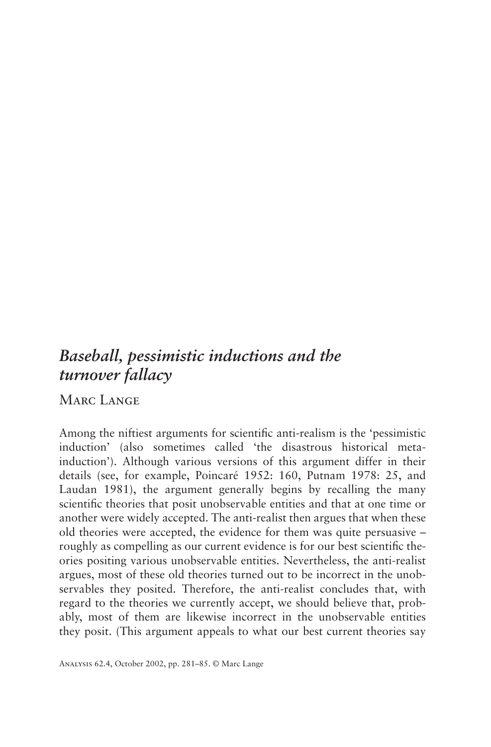# *Baseball, pessimistic inductions and the turnover fallacy*

Marc Lange

Among the niftiest arguments for scientific anti-realism is the 'pessimistic induction' (also sometimes called 'the disastrous historical meta-induction'). Although various versions of this argument differ in their details (see, for example, Poincaré 1952: 160, Putnam 1978: 25, and Laudan 1981), the argument generally begins by recalling the many scientific theories that posit unobservable entities and that at one time or another were widely accepted. The anti-realist then argues that when these old theories were accepted, the evidence for them was quite persuasive – roughly as compelling as our current evidence is for our best scientific theories positing various unobservable entities. Nevertheless, the anti-realist argues, most of these old theories turned out to be incorrect in the unobservables they posited. Therefore, the anti-realist concludes that, with regard to the theories we currently accept, we should believe that, probably, most of them are likewise incorrect in the unobservable entities they posit. (This argument appeals to what our best current theories say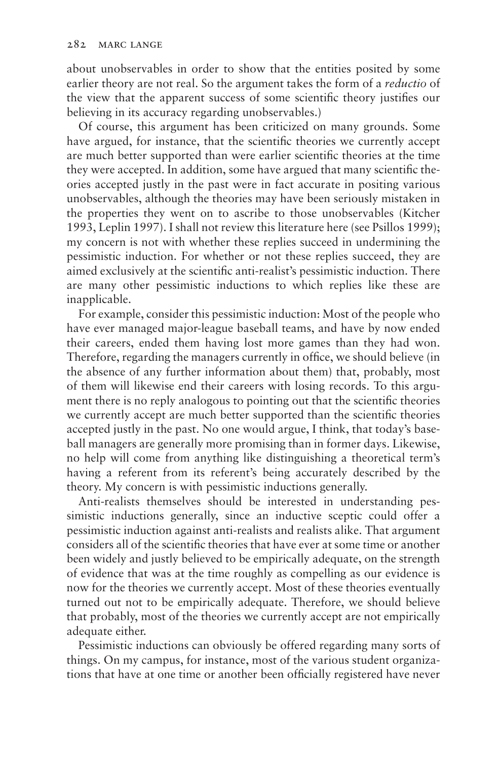about unobservables in order to show that the entities posited by some earlier theory are not real. So the argument takes the form of a *reductio* of the view that the apparent success of some scientific theory justifies our believing in its accuracy regarding unobservables.)

Of course, this argument has been criticized on many grounds. Some have argued, for instance, that the scientific theories we currently accept are much better supported than were earlier scientific theories at the time they were accepted. In addition, some have argued that many scientific theories accepted justly in the past were in fact accurate in positing various unobservables, although the theories may have been seriously mistaken in the properties they went on to ascribe to those unobservables (Kitcher 1993, Leplin 1997). I shall not review this literature here (see Psillos 1999); my concern is not with whether these replies succeed in undermining the pessimistic induction. For whether or not these replies succeed, they are aimed exclusively at the scientific anti-realist's pessimistic induction. There are many other pessimistic inductions to which replies like these are inapplicable.

For example, consider this pessimistic induction: Most of the people who have ever managed major-league baseball teams, and have by now ended their careers, ended them having lost more games than they had won. Therefore, regarding the managers currently in office, we should believe (in the absence of any further information about them) that, probably, most of them will likewise end their careers with losing records. To this argument there is no reply analogous to pointing out that the scientific theories we currently accept are much better supported than the scientific theories accepted justly in the past. No one would argue, I think, that today's baseball managers are generally more promising than in former days. Likewise, no help will come from anything like distinguishing a theoretical term's having a referent from its referent's being accurately described by the theory. My concern is with pessimistic inductions generally.

Anti-realists themselves should be interested in understanding pessimistic inductions generally, since an inductive sceptic could offer a pessimistic induction against anti-realists and realists alike. That argument considers all of the scientific theories that have ever at some time or another been widely and justly believed to be empirically adequate, on the strength of evidence that was at the time roughly as compelling as our evidence is now for the theories we currently accept. Most of these theories eventually turned out not to be empirically adequate. Therefore, we should believe that probably, most of the theories we currently accept are not empirically adequate either.

Pessimistic inductions can obviously be offered regarding many sorts of things. On my campus, for instance, most of the various student organizations that have at one time or another been officially registered have never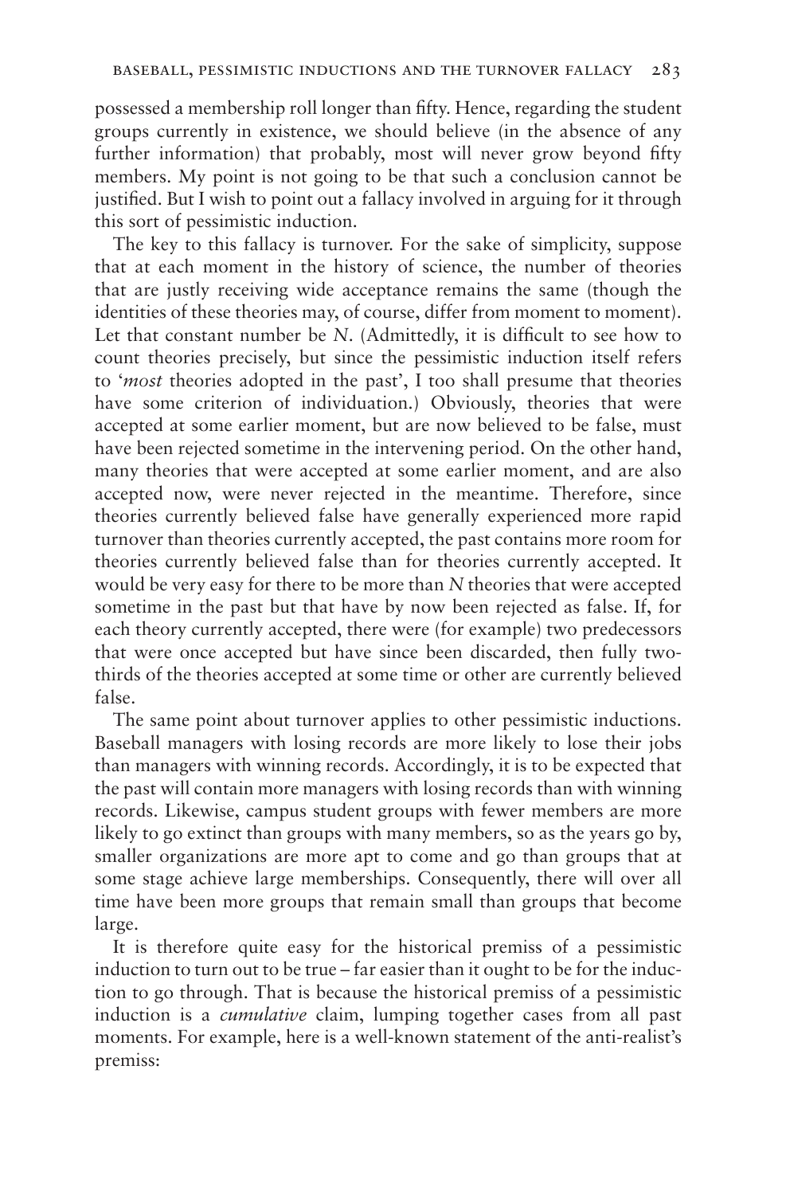possessed a membership roll longer than fifty. Hence, regarding the student groups currently in existence, we should believe (in the absence of any further information) that probably, most will never grow beyond fifty members. My point is not going to be that such a conclusion cannot be justified. But I wish to point out a fallacy involved in arguing for it through this sort of pessimistic induction.

The key to this fallacy is turnover. For the sake of simplicity, suppose that at each moment in the history of science, the number of theories that are justly receiving wide acceptance remains the same (though the identities of these theories may, of course, differ from moment to moment). Let that constant number be *N*. (Admittedly, it is difficult to see how to count theories precisely, but since the pessimistic induction itself refers to '*most* theories adopted in the past', I too shall presume that theories have some criterion of individuation.) Obviously, theories that were accepted at some earlier moment, but are now believed to be false, must have been rejected sometime in the intervening period. On the other hand, many theories that were accepted at some earlier moment, and are also accepted now, were never rejected in the meantime. Therefore, since theories currently believed false have generally experienced more rapid turnover than theories currently accepted, the past contains more room for theories currently believed false than for theories currently accepted. It would be very easy for there to be more than *N* theories that were accepted sometime in the past but that have by now been rejected as false. If, for each theory currently accepted, there were (for example) two predecessors that were once accepted but have since been discarded, then fully two-thirds of the theories accepted at some time or other are currently believed false.

The same point about turnover applies to other pessimistic inductions. Baseball managers with losing records are more likely to lose their jobs than managers with winning records. Accordingly, it is to be expected that the past will contain more managers with losing records than with winning records. Likewise, campus student groups with fewer members are more likely to go extinct than groups with many members, so as the years go by, smaller organizations are more apt to come and go than groups that at some stage achieve large memberships. Consequently, there will over all time have been more groups that remain small than groups that become large.

It is therefore quite easy for the historical premiss of a pessimistic induction to turn out to be true – far easier than it ought to be for the induction to go through. That is because the historical premiss of a pessimistic induction is a *cumulative* claim, lumping together cases from all past moments. For example, here is a well-known statement of the anti-realist's premiss: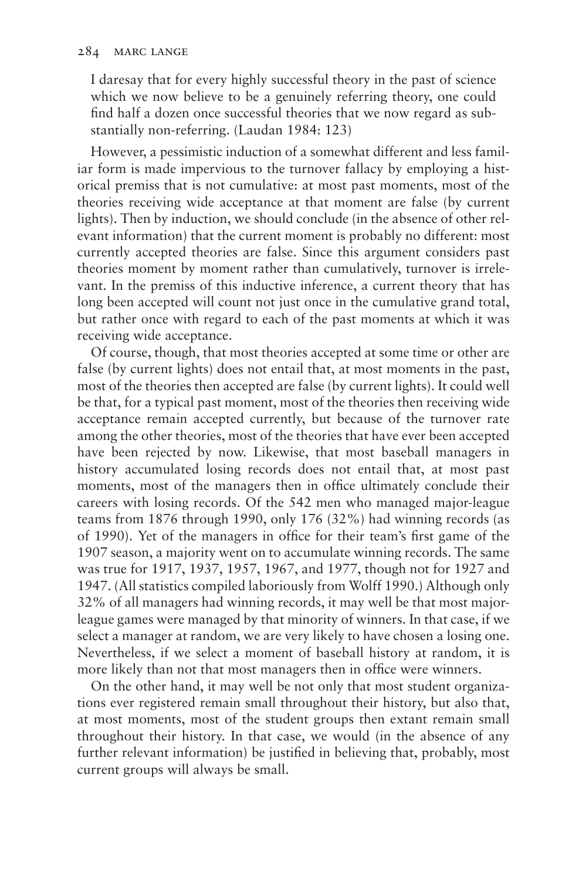> I daresay that for every highly successful theory in the past of science which we now believe to be a genuinely referring theory, one could find half a dozen once successful theories that we now regard as substantially non-referring. (Laudan 1984: 123)

However, a pessimistic induction of a somewhat different and less familiar form is made impervious to the turnover fallacy by employing a historical premiss that is not cumulative: at most past moments, most of the theories receiving wide acceptance at that moment are false (by current lights). Then by induction, we should conclude (in the absence of other relevant information) that the current moment is probably no different: most currently accepted theories are false. Since this argument considers past theories moment by moment rather than cumulatively, turnover is irrelevant. In the premiss of this inductive inference, a current theory that has long been accepted will count not just once in the cumulative grand total, but rather once with regard to each of the past moments at which it was receiving wide acceptance.

Of course, though, that most theories accepted at some time or other are false (by current lights) does not entail that, at most moments in the past, most of the theories then accepted are false (by current lights). It could well be that, for a typical past moment, most of the theories then receiving wide acceptance remain accepted currently, but because of the turnover rate among the other theories, most of the theories that have ever been accepted have been rejected by now. Likewise, that most baseball managers in history accumulated losing records does not entail that, at most past moments, most of the managers then in office ultimately conclude their careers with losing records. Of the 542 men who managed major-league teams from 1876 through 1990, only 176 (32%) had winning records (as of 1990). Yet of the managers in office for their team's first game of the 1907 season, a majority went on to accumulate winning records. The same was true for 1917, 1937, 1957, 1967, and 1977, though not for 1927 and 1947. (All statistics compiled laboriously from Wolff 1990.) Although only 32% of all managers had winning records, it may well be that most major-league games were managed by that minority of winners. In that case, if we select a manager at random, we are very likely to have chosen a losing one. Nevertheless, if we select a moment of baseball history at random, it is more likely than not that most managers then in office were winners.

On the other hand, it may well be not only that most student organizations ever registered remain small throughout their history, but also that, at most moments, most of the student groups then extant remain small throughout their history. In that case, we would (in the absence of any further relevant information) be justified in believing that, probably, most current groups will always be small.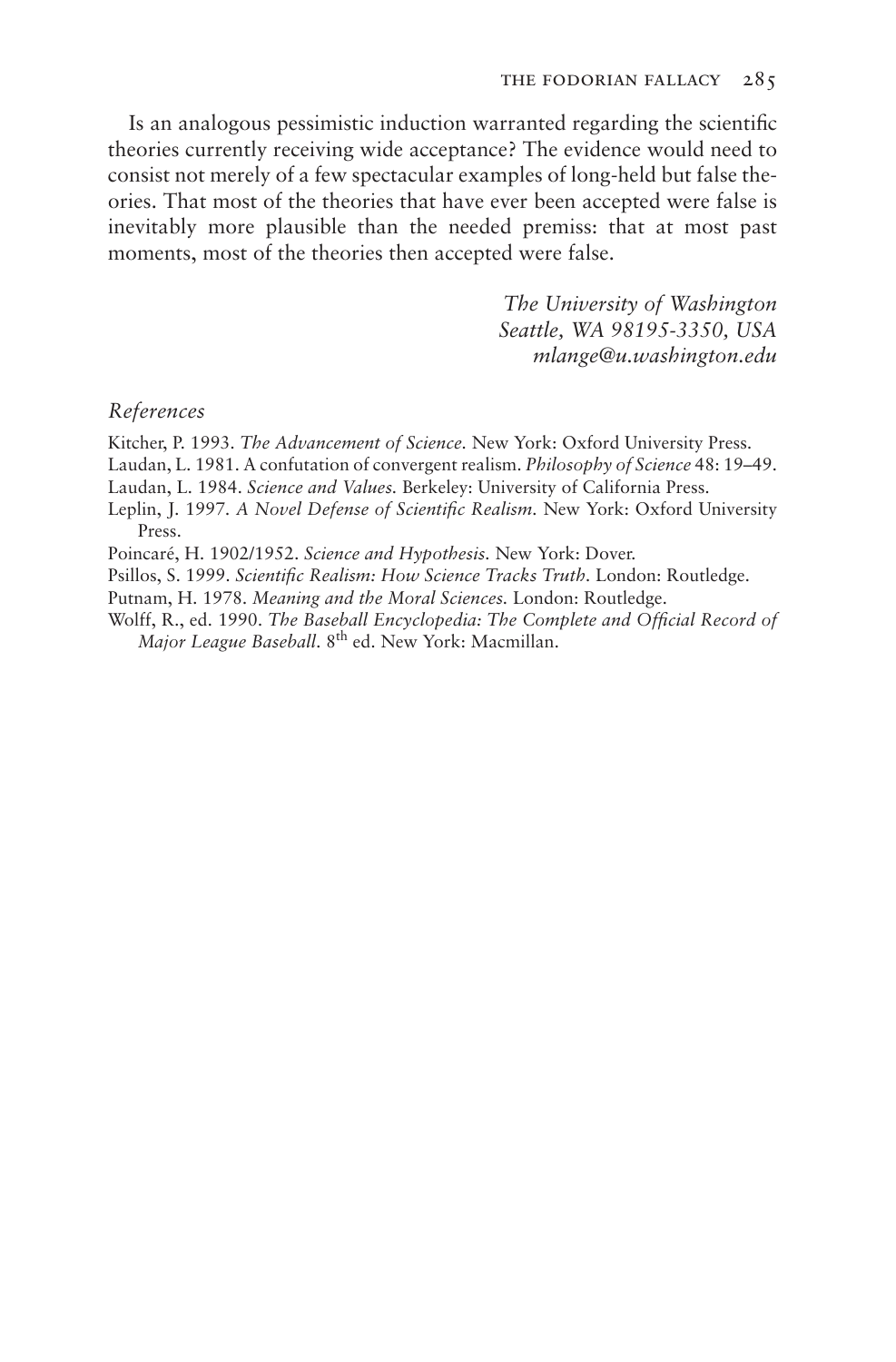Is an analogous pessimistic induction warranted regarding the scientific theories currently receiving wide acceptance? The evidence would need to consist not merely of a few spectacular examples of long-held but false theories. That most of the theories that have ever been accepted were false is inevitably more plausible than the needed premiss: that at most past moments, most of the theories then accepted were false.

*The University of Washington*
*Seattle, WA 98195-3350, USA*
*mlange@u.washington.edu*

## *References*

Kitcher, P. 1993. *The Advancement of Science.* New York: Oxford University Press.

Laudan, L. 1981. A confutation of convergent realism. *Philosophy of Science* 48: 19–49.

Laudan, L. 1984. *Science and Values.* Berkeley: University of California Press.

Leplin, J. 1997. *A Novel Defense of Scientific Realism.* New York: Oxford University Press.

Poincaré, H. 1902/1952. *Science and Hypothesis.* New York: Dover.

Psillos, S. 1999. *Scientific Realism: How Science Tracks Truth.* London: Routledge.

Putnam, H. 1978. *Meaning and the Moral Sciences.* London: Routledge.

Wolff, R., ed. 1990. *The Baseball Encyclopedia: The Complete and Official Record of Major League Baseball.* 8th ed. New York: Macmillan.